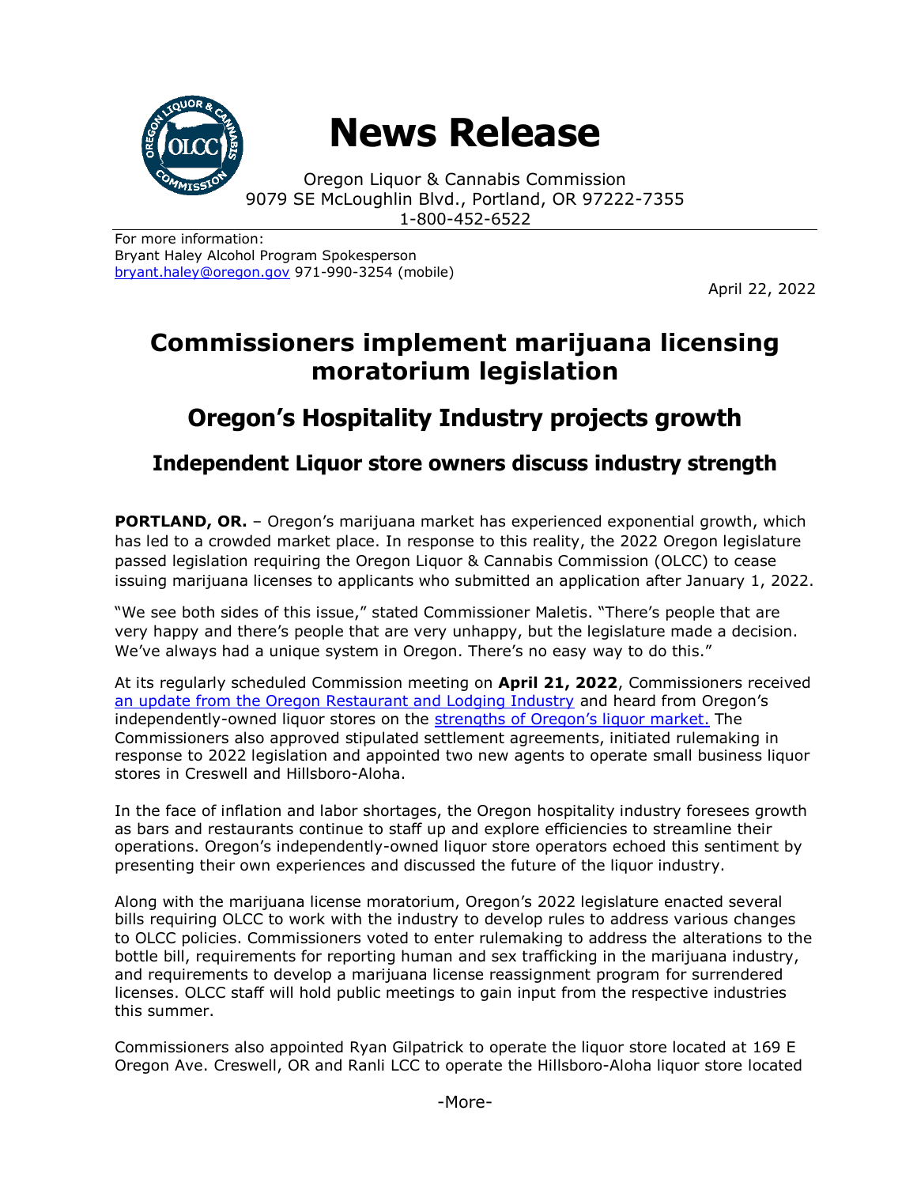# News Release

Oregon Liquor & Cannabis Commission
9079 SE McLoughlin Blvd., Portland, OR 97222-7355
1-800-452-6522

For more information:
Bryant Haley Alcohol Program Spokesperson
bryant.haley@oregon.gov 971-990-3254 (mobile)

April 22, 2022

# Commissioners implement marijuana licensing moratorium legislation

## Oregon's Hospitality Industry projects growth

### Independent Liquor store owners discuss industry strength

**PORTLAND, OR.** – Oregon's marijuana market has experienced exponential growth, which has led to a crowded market place. In response to this reality, the 2022 Oregon legislature passed legislation requiring the Oregon Liquor & Cannabis Commission (OLCC) to cease issuing marijuana licenses to applicants who submitted an application after January 1, 2022.

"We see both sides of this issue," stated Commissioner Maletis. "There's people that are very happy and there's people that are very unhappy, but the legislature made a decision. We've always had a unique system in Oregon. There's no easy way to do this."

At its regularly scheduled Commission meeting on **April 21, 2022**, Commissioners received an update from the Oregon Restaurant and Lodging Industry and heard from Oregon's independently-owned liquor stores on the strengths of Oregon's liquor market. The Commissioners also approved stipulated settlement agreements, initiated rulemaking in response to 2022 legislation and appointed two new agents to operate small business liquor stores in Creswell and Hillsboro-Aloha.

In the face of inflation and labor shortages, the Oregon hospitality industry foresees growth as bars and restaurants continue to staff up and explore efficiencies to streamline their operations. Oregon's independently-owned liquor store operators echoed this sentiment by presenting their own experiences and discussed the future of the liquor industry.

Along with the marijuana license moratorium, Oregon's 2022 legislature enacted several bills requiring OLCC to work with the industry to develop rules to address various changes to OLCC policies. Commissioners voted to enter rulemaking to address the alterations to the bottle bill, requirements for reporting human and sex trafficking in the marijuana industry, and requirements to develop a marijuana license reassignment program for surrendered licenses. OLCC staff will hold public meetings to gain input from the respective industries this summer.

Commissioners also appointed Ryan Gilpatrick to operate the liquor store located at 169 E Oregon Ave. Creswell, OR and Ranli LCC to operate the Hillsboro-Aloha liquor store located

-More-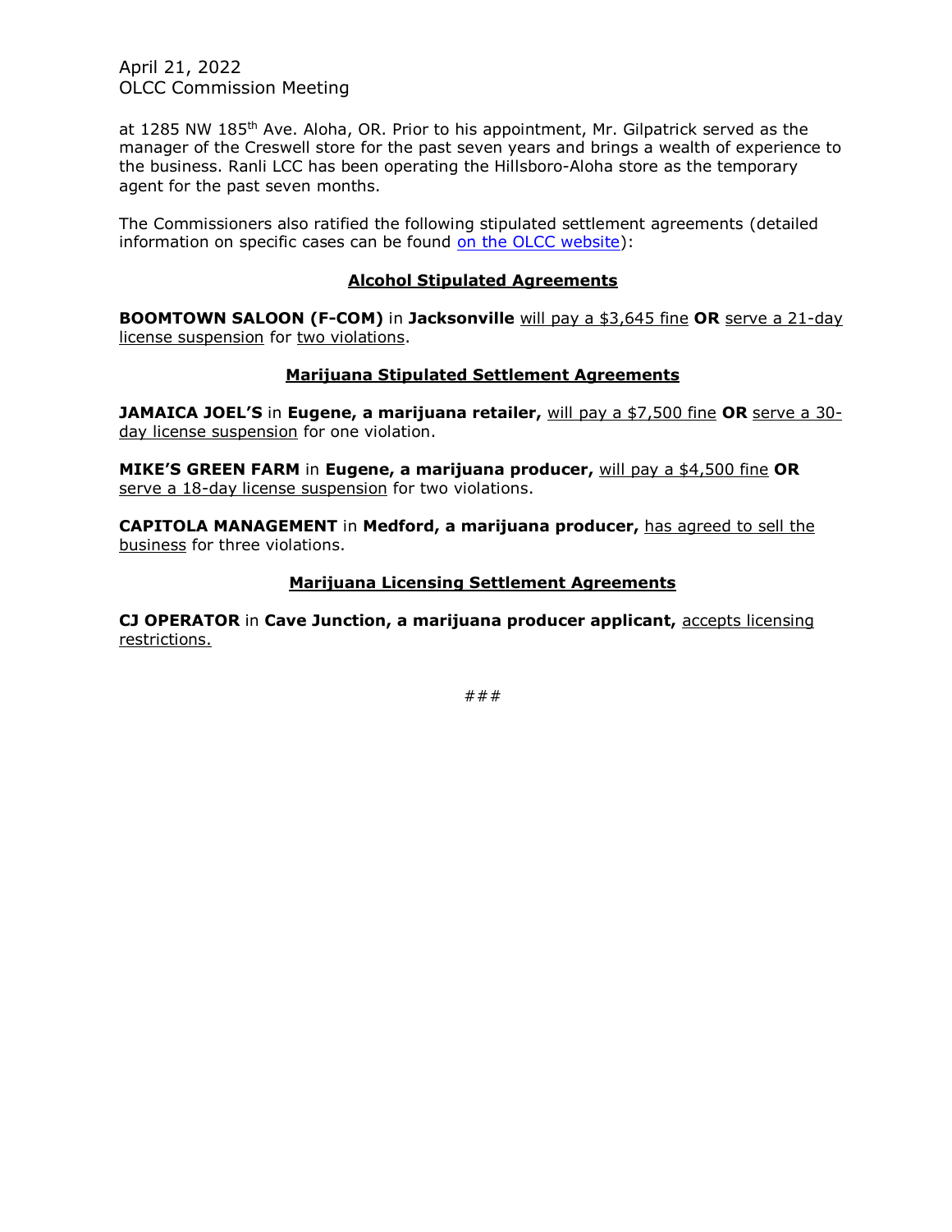at 1285 NW 185th Ave. Aloha, OR. Prior to his appointment, Mr. Gilpatrick served as the manager of the Creswell store for the past seven years and brings a wealth of experience to the business. Ranli LCC has been operating the Hillsboro-Aloha store as the temporary agent for the past seven months.

The Commissioners also ratified the following stipulated settlement agreements (detailed information on specific cases can be found [on the OLCC website](#)):

## Alcohol Stipulated Agreements

**BOOMTOWN SALOON (F-COM)** in **Jacksonville** will pay a $3,645 fine **OR** serve a 21-day license suspension for two violations.

## Marijuana Stipulated Settlement Agreements

**JAMAICA JOEL'S** in **Eugene, a marijuana retailer,** will pay a $7,500 fine **OR** serve a 30-day license suspension for one violation.

**MIKE'S GREEN FARM** in **Eugene, a marijuana producer,** will pay a $4,500 fine **OR** serve a 18-day license suspension for two violations.

**CAPITOLA MANAGEMENT** in **Medford, a marijuana producer,** has agreed to sell the business for three violations.

## Marijuana Licensing Settlement Agreements

**CJ OPERATOR** in **Cave Junction, a marijuana producer applicant,** accepts licensing restrictions.

###